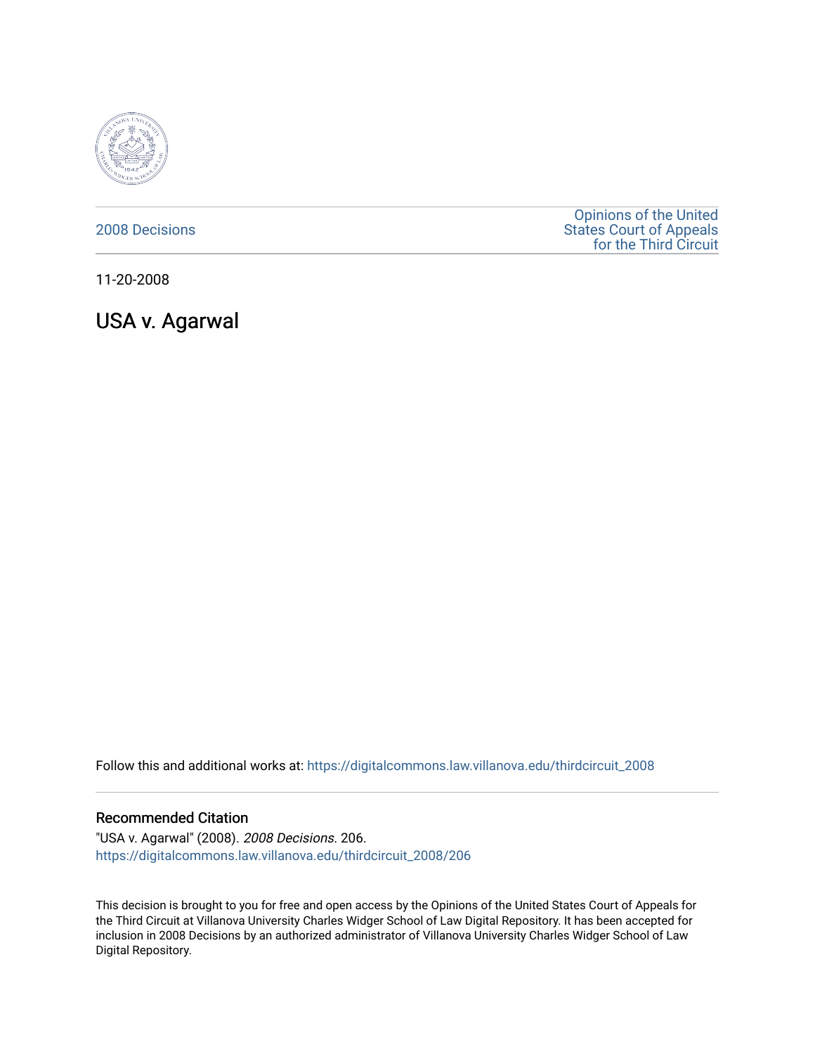2008 Decisions

Opinions of the United States Court of Appeals for the Third Circuit

11-20-2008

# USA v. Agarwal

Follow this and additional works at: https://digitalcommons.law.villanova.edu/thirdcircuit_2008

## Recommended Citation

"USA v. Agarwal" (2008). *2008 Decisions*. 206.
https://digitalcommons.law.villanova.edu/thirdcircuit_2008/206

This decision is brought to you for free and open access by the Opinions of the United States Court of Appeals for the Third Circuit at Villanova University Charles Widger School of Law Digital Repository. It has been accepted for inclusion in 2008 Decisions by an authorized administrator of Villanova University Charles Widger School of Law Digital Repository.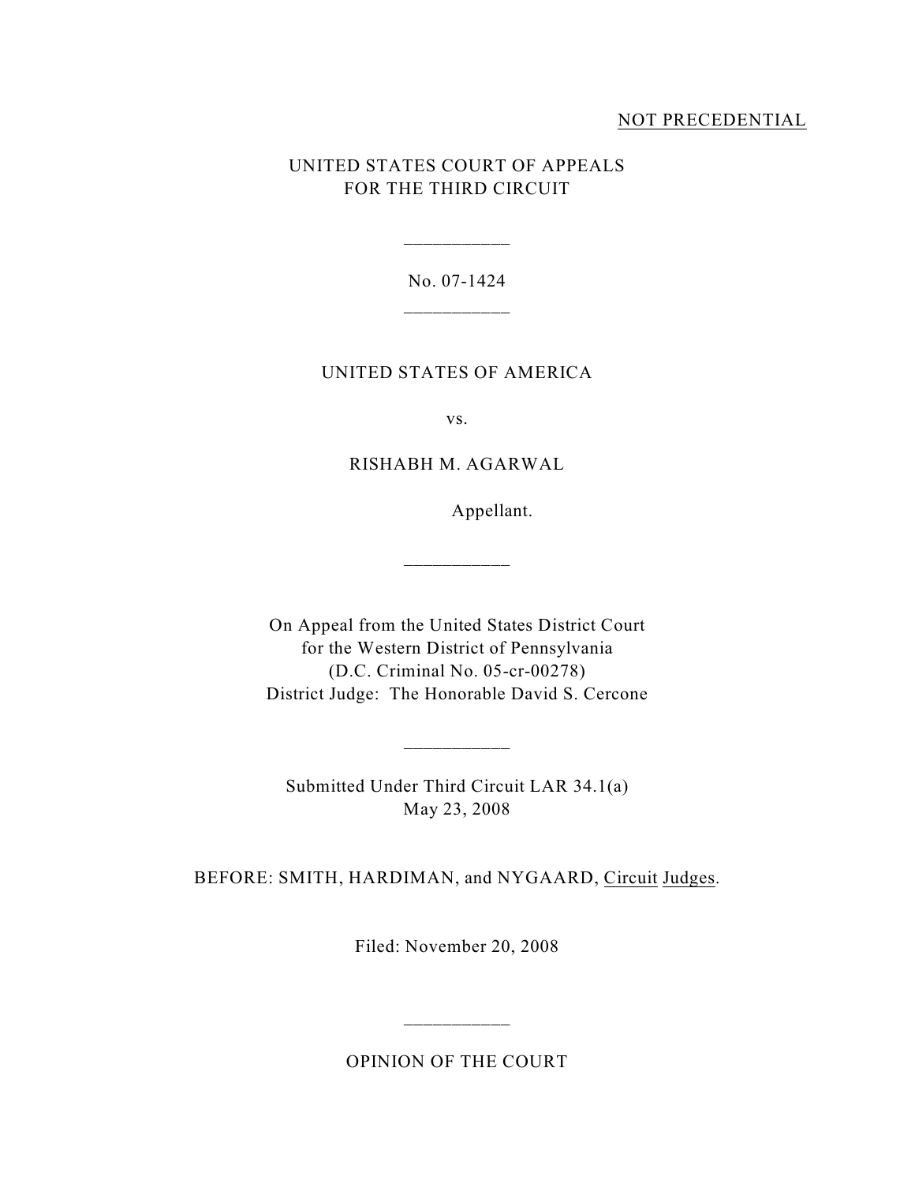NOT PRECEDENTIAL

UNITED STATES COURT OF APPEALS
FOR THE THIRD CIRCUIT

___________

No. 07-1424

___________

UNITED STATES OF AMERICA

vs.

RISHABH M. AGARWAL

Appellant.

___________

On Appeal from the United States District Court
for the Western District of Pennsylvania
(D.C. Criminal No. 05-cr-00278)
District Judge: The Honorable David S. Cercone

___________

Submitted Under Third Circuit LAR 34.1(a)
May 23, 2008

BEFORE: SMITH, HARDIMAN, and NYGAARD, Circuit Judges.

Filed: November 20, 2008

___________

OPINION OF THE COURT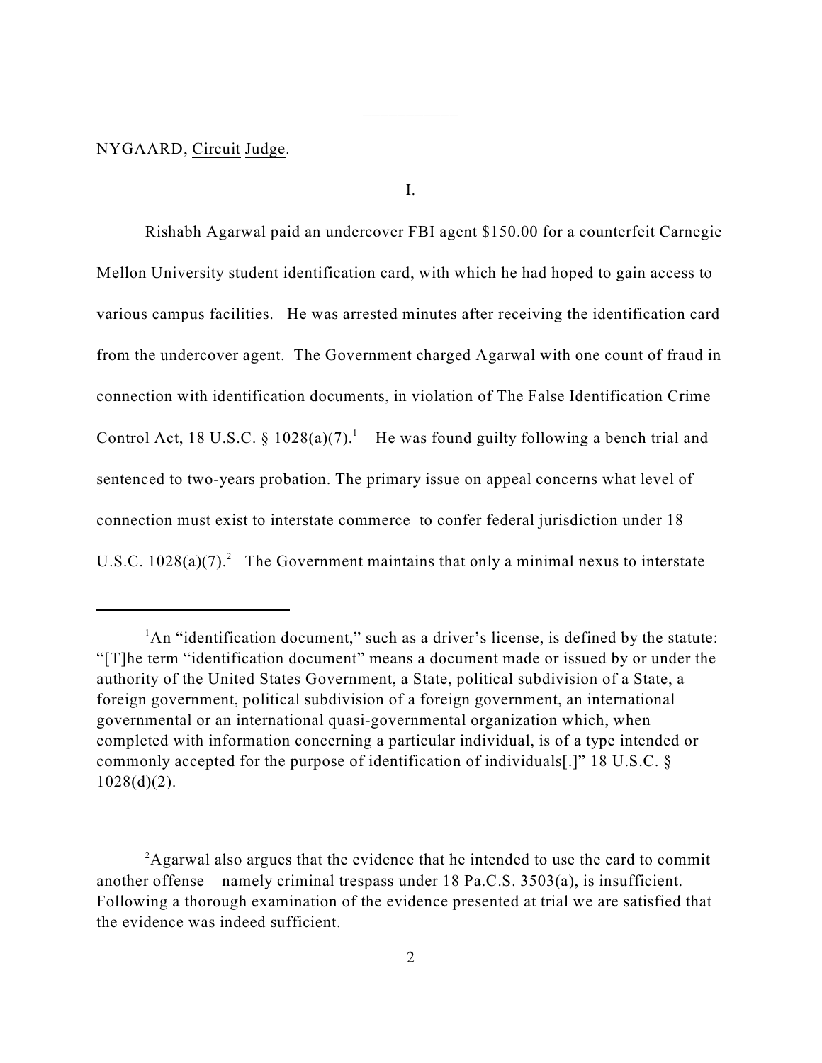NYGAARD, Circuit Judge.

I.

Rishabh Agarwal paid an undercover FBI agent $150.00 for a counterfeit Carnegie Mellon University student identification card, with which he had hoped to gain access to various campus facilities. He was arrested minutes after receiving the identification card from the undercover agent. The Government charged Agarwal with one count of fraud in connection with identification documents, in violation of The False Identification Crime Control Act, 18 U.S.C. § 1028(a)(7).[1] He was found guilty following a bench trial and sentenced to two-years probation. The primary issue on appeal concerns what level of connection must exist to interstate commerce to confer federal jurisdiction under 18 U.S.C. 1028(a)(7).[2] The Government maintains that only a minimal nexus to interstate

---

[1] An "identification document," such as a driver's license, is defined by the statute: "[T]he term "identification document" means a document made or issued by or under the authority of the United States Government, a State, political subdivision of a State, a foreign government, political subdivision of a foreign government, an international governmental or an international quasi-governmental organization which, when completed with information concerning a particular individual, is of a type intended or commonly accepted for the purpose of identification of individuals[.]" 18 U.S.C. § 1028(d)(2).

[2] Agarwal also argues that the evidence that he intended to use the card to commit another offense – namely criminal trespass under 18 Pa.C.S. 3503(a), is insufficient. Following a thorough examination of the evidence presented at trial we are satisfied that the evidence was indeed sufficient.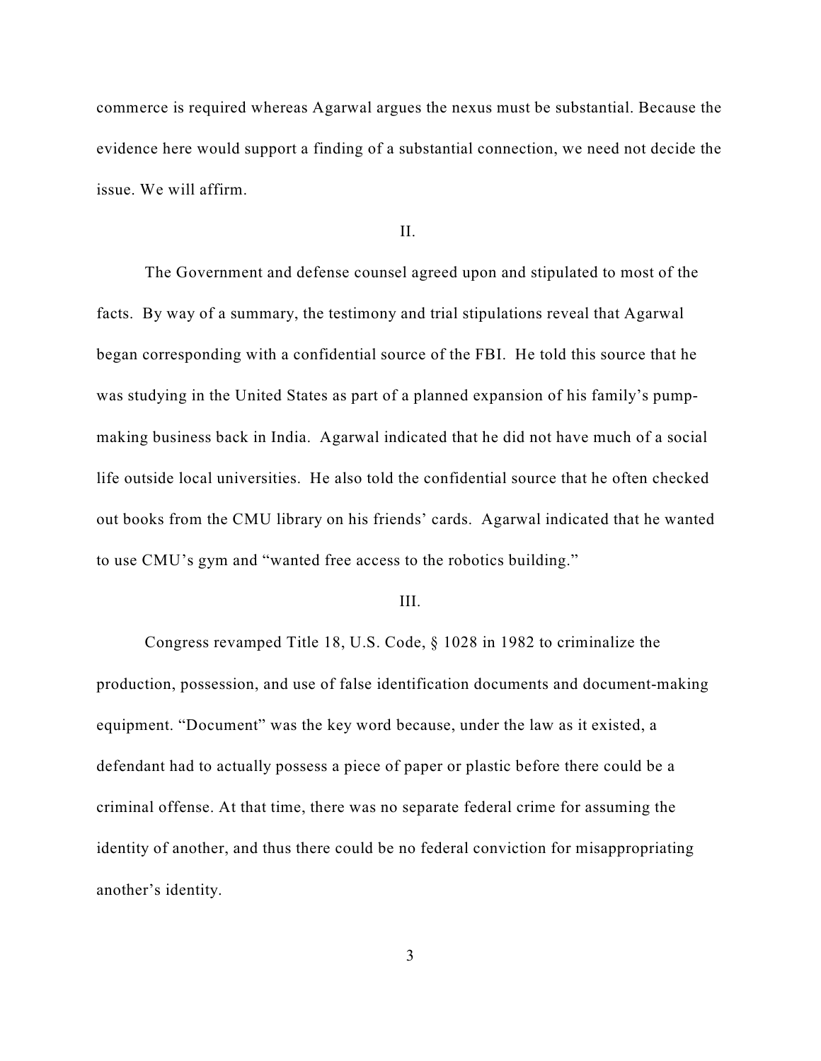commerce is required whereas Agarwal argues the nexus must be substantial. Because the evidence here would support a finding of a substantial connection, we need not decide the issue. We will affirm.

## II.

The Government and defense counsel agreed upon and stipulated to most of the facts. By way of a summary, the testimony and trial stipulations reveal that Agarwal began corresponding with a confidential source of the FBI. He told this source that he was studying in the United States as part of a planned expansion of his family's pump-making business back in India. Agarwal indicated that he did not have much of a social life outside local universities. He also told the confidential source that he often checked out books from the CMU library on his friends' cards. Agarwal indicated that he wanted to use CMU's gym and "wanted free access to the robotics building."

## III.

Congress revamped Title 18, U.S. Code, § 1028 in 1982 to criminalize the production, possession, and use of false identification documents and document-making equipment. "Document" was the key word because, under the law as it existed, a defendant had to actually possess a piece of paper or plastic before there could be a criminal offense. At that time, there was no separate federal crime for assuming the identity of another, and thus there could be no federal conviction for misappropriating another's identity.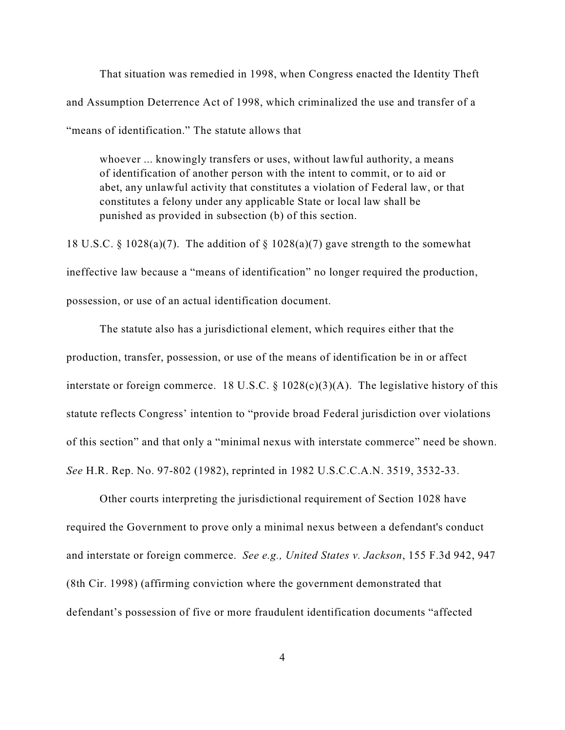That situation was remedied in 1998, when Congress enacted the Identity Theft and Assumption Deterrence Act of 1998, which criminalized the use and transfer of a "means of identification." The statute allows that

> whoever ... knowingly transfers or uses, without lawful authority, a means of identification of another person with the intent to commit, or to aid or abet, any unlawful activity that constitutes a violation of Federal law, or that constitutes a felony under any applicable State or local law shall be punished as provided in subsection (b) of this section.

18 U.S.C. § 1028(a)(7). The addition of § 1028(a)(7) gave strength to the somewhat ineffective law because a "means of identification" no longer required the production, possession, or use of an actual identification document.

The statute also has a jurisdictional element, which requires either that the production, transfer, possession, or use of the means of identification be in or affect interstate or foreign commerce. 18 U.S.C. § 1028(c)(3)(A). The legislative history of this statute reflects Congress' intention to "provide broad Federal jurisdiction over violations of this section" and that only a "minimal nexus with interstate commerce" need be shown. *See* H.R. Rep. No. 97-802 (1982), reprinted in 1982 U.S.C.C.A.N. 3519, 3532-33.

Other courts interpreting the jurisdictional requirement of Section 1028 have required the Government to prove only a minimal nexus between a defendant's conduct and interstate or foreign commerce. *See e.g., United States v. Jackson*, 155 F.3d 942, 947 (8th Cir. 1998) (affirming conviction where the government demonstrated that defendant's possession of five or more fraudulent identification documents "affected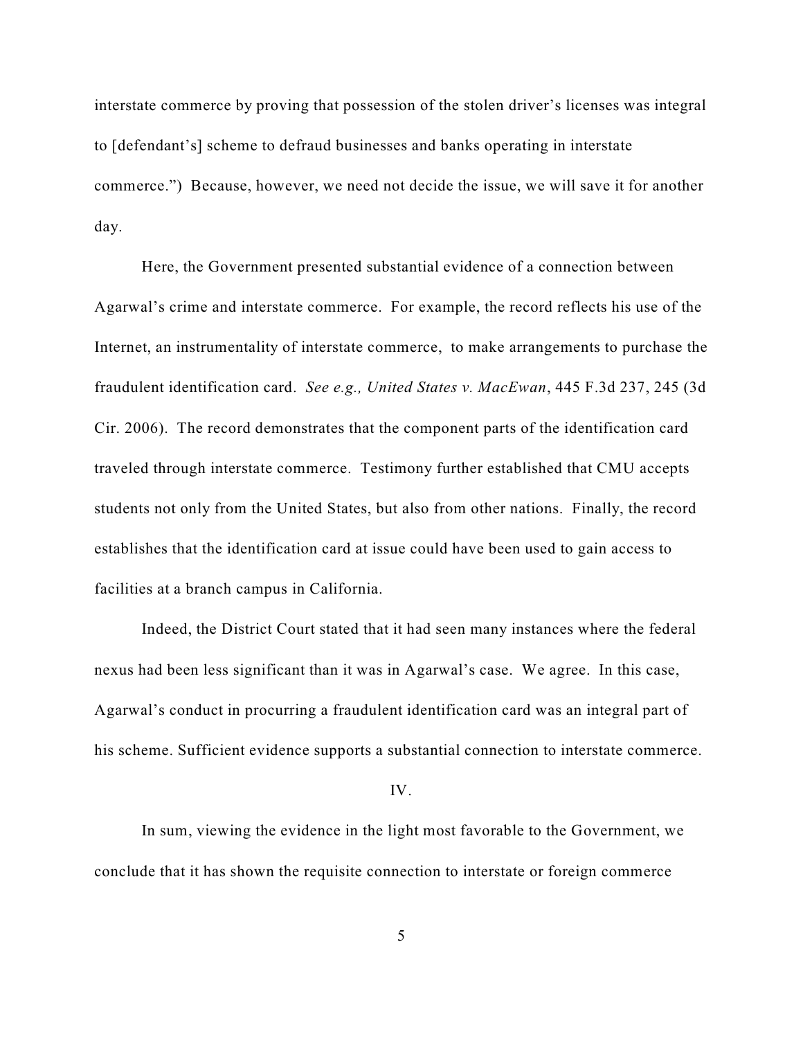interstate commerce by proving that possession of the stolen driver's licenses was integral to [defendant's] scheme to defraud businesses and banks operating in interstate commerce.") Because, however, we need not decide the issue, we will save it for another day.

Here, the Government presented substantial evidence of a connection between Agarwal's crime and interstate commerce. For example, the record reflects his use of the Internet, an instrumentality of interstate commerce, to make arrangements to purchase the fraudulent identification card. *See e.g., United States v. MacEwan*, 445 F.3d 237, 245 (3d Cir. 2006). The record demonstrates that the component parts of the identification card traveled through interstate commerce. Testimony further established that CMU accepts students not only from the United States, but also from other nations. Finally, the record establishes that the identification card at issue could have been used to gain access to facilities at a branch campus in California.

Indeed, the District Court stated that it had seen many instances where the federal nexus had been less significant than it was in Agarwal's case. We agree. In this case, Agarwal's conduct in procuring a fraudulent identification card was an integral part of his scheme. Sufficient evidence supports a substantial connection to interstate commerce.

## IV.

In sum, viewing the evidence in the light most favorable to the Government, we conclude that it has shown the requisite connection to interstate or foreign commerce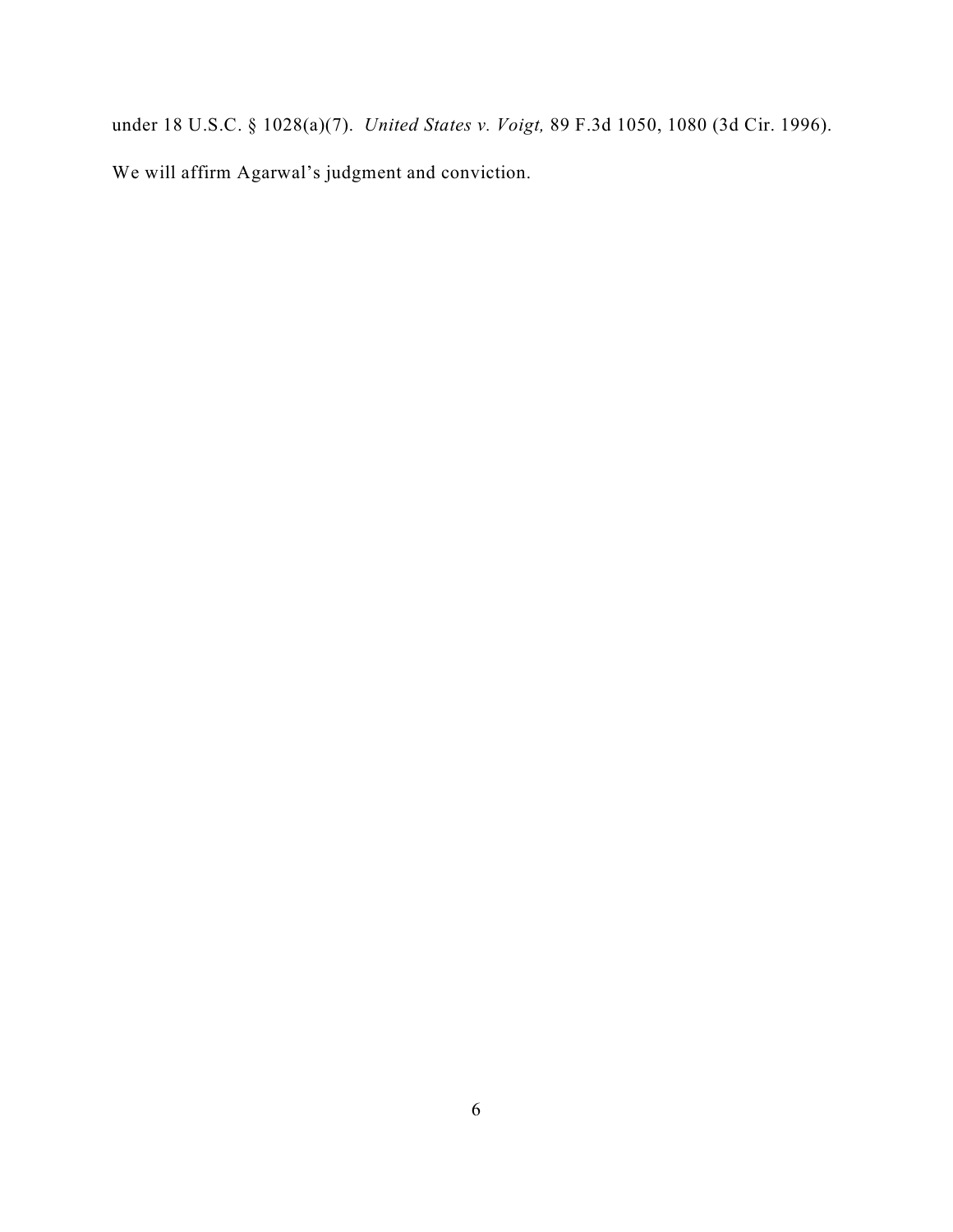under 18 U.S.C. § 1028(a)(7). *United States v. Voigt,* 89 F.3d 1050, 1080 (3d Cir. 1996).

We will affirm Agarwal's judgment and conviction.